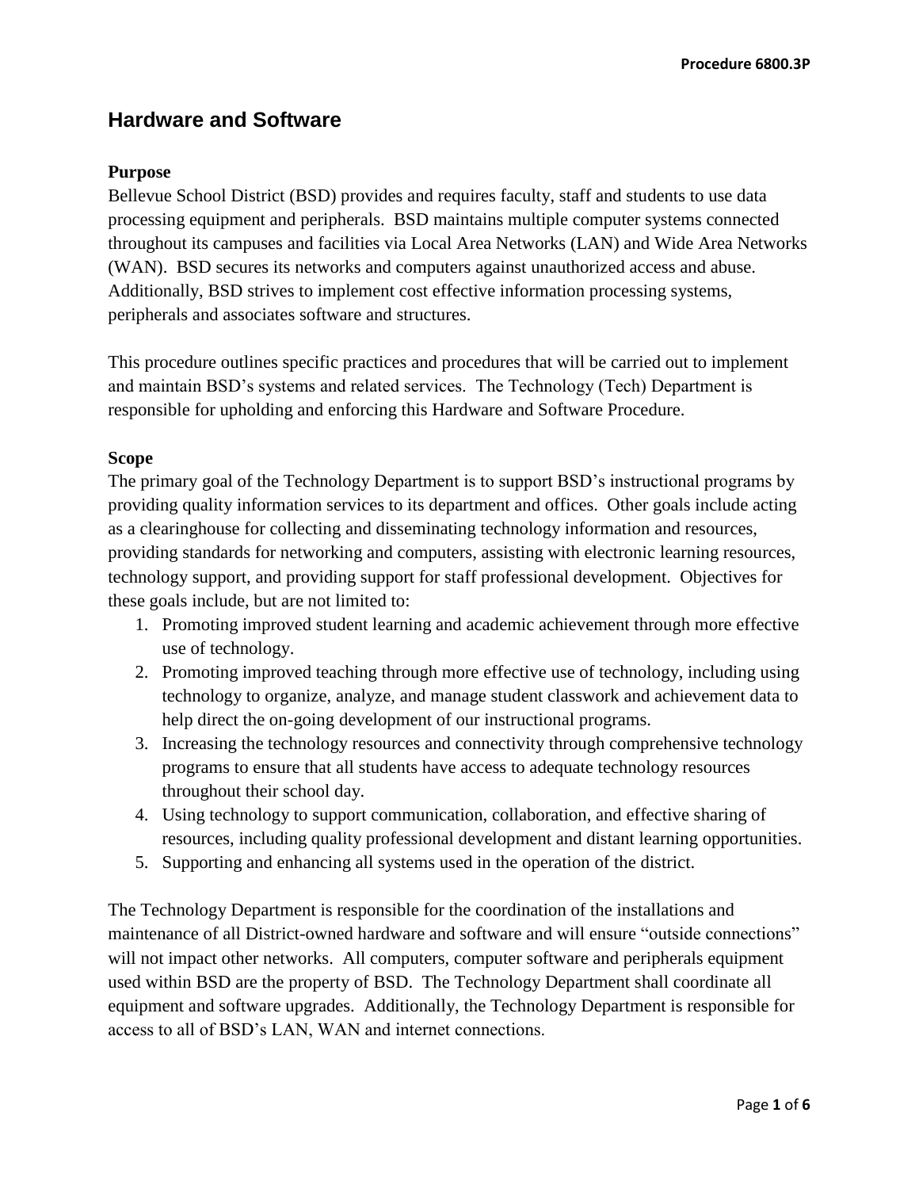# Hardware and Software

**Purpose**

Bellevue School District (BSD) provides and requires faculty, staff and students to use data processing equipment and peripherals. BSD maintains multiple computer systems connected throughout its campuses and facilities via Local Area Networks (LAN) and Wide Area Networks (WAN). BSD secures its networks and computers against unauthorized access and abuse. Additionally, BSD strives to implement cost effective information processing systems, peripherals and associates software and structures.

This procedure outlines specific practices and procedures that will be carried out to implement and maintain BSD's systems and related services. The Technology (Tech) Department is responsible for upholding and enforcing this Hardware and Software Procedure.

**Scope**

The primary goal of the Technology Department is to support BSD's instructional programs by providing quality information services to its department and offices. Other goals include acting as a clearinghouse for collecting and disseminating technology information and resources, providing standards for networking and computers, assisting with electronic learning resources, technology support, and providing support for staff professional development. Objectives for these goals include, but are not limited to:

1. Promoting improved student learning and academic achievement through more effective use of technology.
2. Promoting improved teaching through more effective use of technology, including using technology to organize, analyze, and manage student classwork and achievement data to help direct the on-going development of our instructional programs.
3. Increasing the technology resources and connectivity through comprehensive technology programs to ensure that all students have access to adequate technology resources throughout their school day.
4. Using technology to support communication, collaboration, and effective sharing of resources, including quality professional development and distant learning opportunities.
5. Supporting and enhancing all systems used in the operation of the district.

The Technology Department is responsible for the coordination of the installations and maintenance of all District-owned hardware and software and will ensure "outside connections" will not impact other networks. All computers, computer software and peripherals equipment used within BSD are the property of BSD. The Technology Department shall coordinate all equipment and software upgrades. Additionally, the Technology Department is responsible for access to all of BSD's LAN, WAN and internet connections.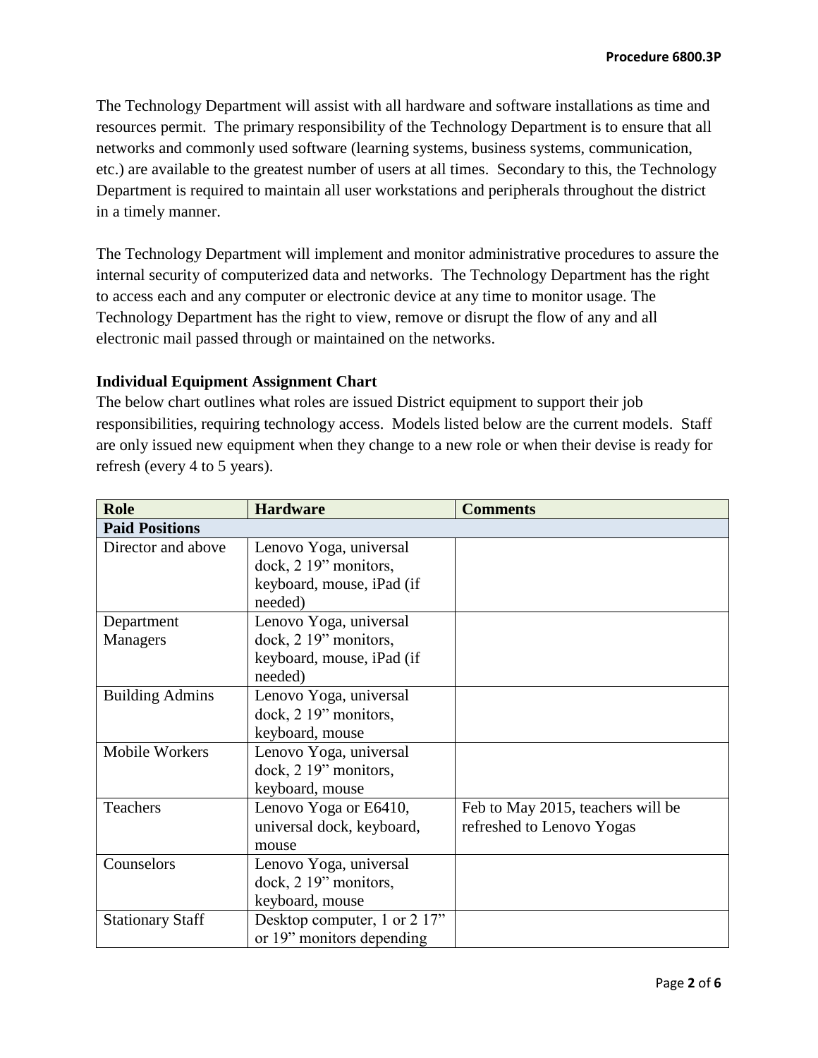The Technology Department will assist with all hardware and software installations as time and resources permit. The primary responsibility of the Technology Department is to ensure that all networks and commonly used software (learning systems, business systems, communication, etc.) are available to the greatest number of users at all times. Secondary to this, the Technology Department is required to maintain all user workstations and peripherals throughout the district in a timely manner.

The Technology Department will implement and monitor administrative procedures to assure the internal security of computerized data and networks. The Technology Department has the right to access each and any computer or electronic device at any time to monitor usage. The Technology Department has the right to view, remove or disrupt the flow of any and all electronic mail passed through or maintained on the networks.

**Individual Equipment Assignment Chart**

The below chart outlines what roles are issued District equipment to support their job responsibilities, requiring technology access. Models listed below are the current models. Staff are only issued new equipment when they change to a new role or when their devise is ready for refresh (every 4 to 5 years).

| Role | Hardware | Comments |
|---|---|---|
| **Paid Positions** | | |
| Director and above | Lenovo Yoga, universal dock, 2 19" monitors, keyboard, mouse, iPad (if needed) | |
| Department Managers | Lenovo Yoga, universal dock, 2 19" monitors, keyboard, mouse, iPad (if needed) | |
| Building Admins | Lenovo Yoga, universal dock, 2 19" monitors, keyboard, mouse | |
| Mobile Workers | Lenovo Yoga, universal dock, 2 19" monitors, keyboard, mouse | |
| Teachers | Lenovo Yoga or E6410, universal dock, keyboard, mouse | Feb to May 2015, teachers will be refreshed to Lenovo Yogas |
| Counselors | Lenovo Yoga, universal dock, 2 19" monitors, keyboard, mouse | |
| Stationary Staff | Desktop computer, 1 or 2 17" or 19" monitors depending | |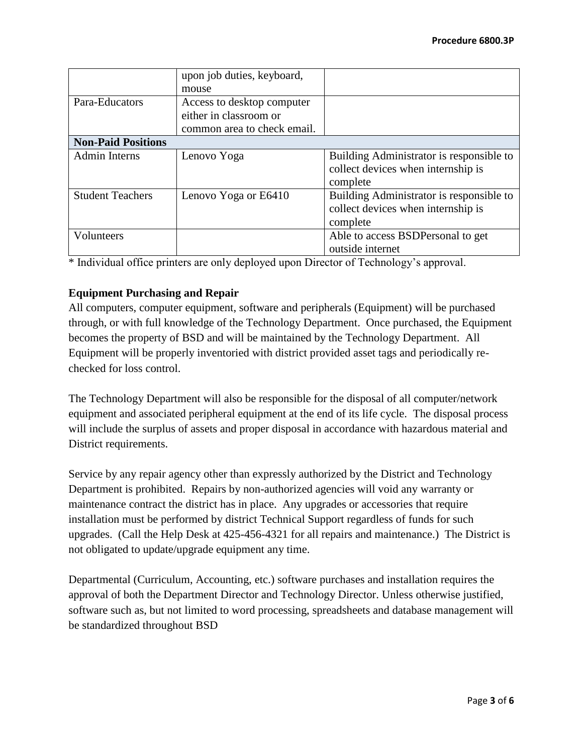| | | |
|---|---|---|
| | upon job duties, keyboard, mouse | |
| Para-Educators | Access to desktop computer either in classroom or common area to check email. | |
| **Non-Paid Positions** | | |
| Admin Interns | Lenovo Yoga | Building Administrator is responsible to collect devices when internship is complete |
| Student Teachers | Lenovo Yoga or E6410 | Building Administrator is responsible to collect devices when internship is complete |
| Volunteers | | Able to access BSDPersonal to get outside internet |

\* Individual office printers are only deployed upon Director of Technology's approval.

**Equipment Purchasing and Repair**

All computers, computer equipment, software and peripherals (Equipment) will be purchased through, or with full knowledge of the Technology Department. Once purchased, the Equipment becomes the property of BSD and will be maintained by the Technology Department. All Equipment will be properly inventoried with district provided asset tags and periodically re-checked for loss control.

The Technology Department will also be responsible for the disposal of all computer/network equipment and associated peripheral equipment at the end of its life cycle. The disposal process will include the surplus of assets and proper disposal in accordance with hazardous material and District requirements.

Service by any repair agency other than expressly authorized by the District and Technology Department is prohibited. Repairs by non-authorized agencies will void any warranty or maintenance contract the district has in place. Any upgrades or accessories that require installation must be performed by district Technical Support regardless of funds for such upgrades. (Call the Help Desk at 425-456-4321 for all repairs and maintenance.) The District is not obligated to update/upgrade equipment any time.

Departmental (Curriculum, Accounting, etc.) software purchases and installation requires the approval of both the Department Director and Technology Director. Unless otherwise justified, software such as, but not limited to word processing, spreadsheets and database management will be standardized throughout BSD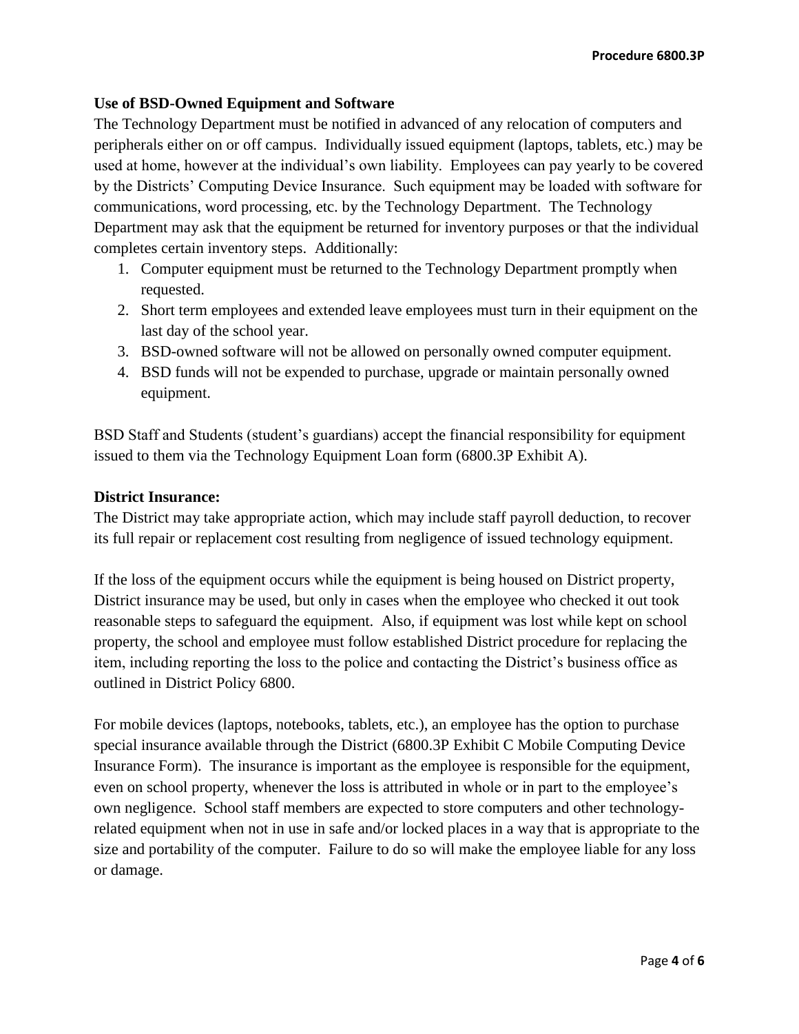**Use of BSD-Owned Equipment and Software**

The Technology Department must be notified in advanced of any relocation of computers and peripherals either on or off campus. Individually issued equipment (laptops, tablets, etc.) may be used at home, however at the individual's own liability. Employees can pay yearly to be covered by the Districts' Computing Device Insurance. Such equipment may be loaded with software for communications, word processing, etc. by the Technology Department. The Technology Department may ask that the equipment be returned for inventory purposes or that the individual completes certain inventory steps. Additionally:

1. Computer equipment must be returned to the Technology Department promptly when requested.
2. Short term employees and extended leave employees must turn in their equipment on the last day of the school year.
3. BSD-owned software will not be allowed on personally owned computer equipment.
4. BSD funds will not be expended to purchase, upgrade or maintain personally owned equipment.

BSD Staff and Students (student's guardians) accept the financial responsibility for equipment issued to them via the Technology Equipment Loan form (6800.3P Exhibit A).

**District Insurance:**

The District may take appropriate action, which may include staff payroll deduction, to recover its full repair or replacement cost resulting from negligence of issued technology equipment.

If the loss of the equipment occurs while the equipment is being housed on District property, District insurance may be used, but only in cases when the employee who checked it out took reasonable steps to safeguard the equipment. Also, if equipment was lost while kept on school property, the school and employee must follow established District procedure for replacing the item, including reporting the loss to the police and contacting the District's business office as outlined in District Policy 6800.

For mobile devices (laptops, notebooks, tablets, etc.), an employee has the option to purchase special insurance available through the District (6800.3P Exhibit C Mobile Computing Device Insurance Form). The insurance is important as the employee is responsible for the equipment, even on school property, whenever the loss is attributed in whole or in part to the employee's own negligence. School staff members are expected to store computers and other technology-related equipment when not in use in safe and/or locked places in a way that is appropriate to the size and portability of the computer. Failure to do so will make the employee liable for any loss or damage.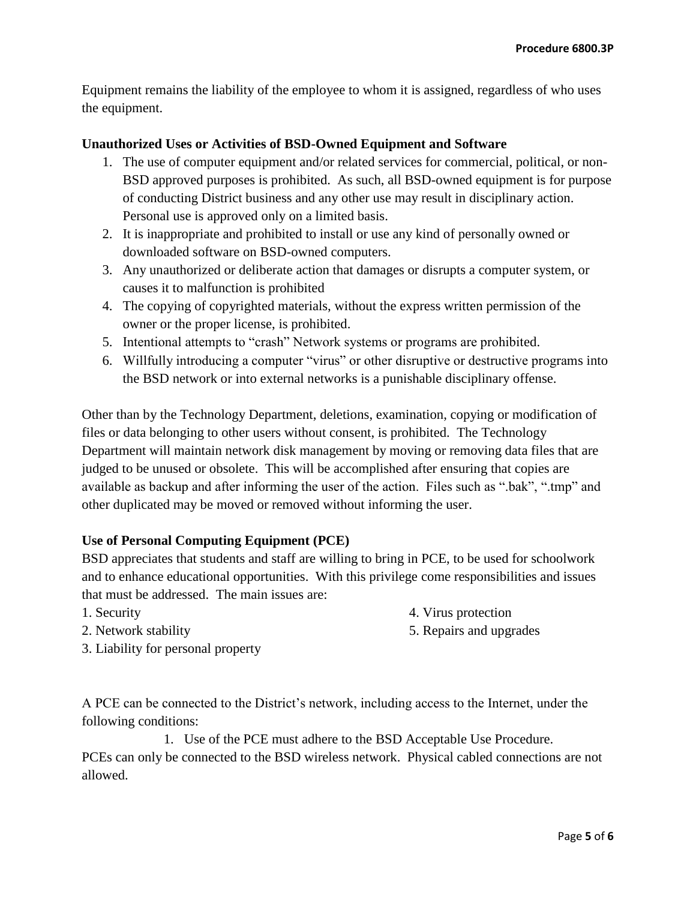Equipment remains the liability of the employee to whom it is assigned, regardless of who uses the equipment.

**Unauthorized Uses or Activities of BSD-Owned Equipment and Software**

1. The use of computer equipment and/or related services for commercial, political, or non-BSD approved purposes is prohibited. As such, all BSD-owned equipment is for purpose of conducting District business and any other use may result in disciplinary action. Personal use is approved only on a limited basis.
2. It is inappropriate and prohibited to install or use any kind of personally owned or downloaded software on BSD-owned computers.
3. Any unauthorized or deliberate action that damages or disrupts a computer system, or causes it to malfunction is prohibited
4. The copying of copyrighted materials, without the express written permission of the owner or the proper license, is prohibited.
5. Intentional attempts to "crash" Network systems or programs are prohibited.
6. Willfully introducing a computer "virus" or other disruptive or destructive programs into the BSD network or into external networks is a punishable disciplinary offense.

Other than by the Technology Department, deletions, examination, copying or modification of files or data belonging to other users without consent, is prohibited. The Technology Department will maintain network disk management by moving or removing data files that are judged to be unused or obsolete. This will be accomplished after ensuring that copies are available as backup and after informing the user of the action. Files such as ".bak", ".tmp" and other duplicated may be moved or removed without informing the user.

**Use of Personal Computing Equipment (PCE)**

BSD appreciates that students and staff are willing to bring in PCE, to be used for schoolwork and to enhance educational opportunities. With this privilege come responsibilities and issues that must be addressed. The main issues are:

1. Security
2. Network stability
3. Liability for personal property
4. Virus protection
5. Repairs and upgrades

A PCE can be connected to the District's network, including access to the Internet, under the following conditions:

1. Use of the PCE must adhere to the BSD Acceptable Use Procedure.

PCEs can only be connected to the BSD wireless network. Physical cabled connections are not allowed.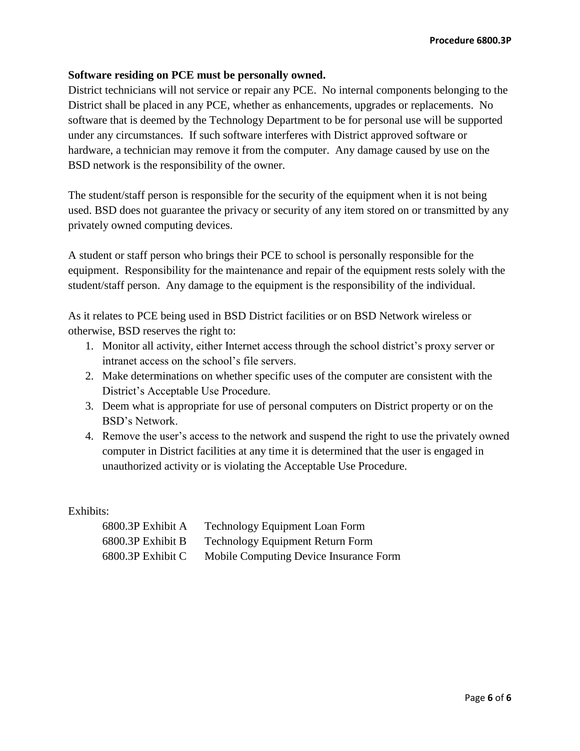**Software residing on PCE must be personally owned.**
District technicians will not service or repair any PCE. No internal components belonging to the District shall be placed in any PCE, whether as enhancements, upgrades or replacements. No software that is deemed by the Technology Department to be for personal use will be supported under any circumstances. If such software interferes with District approved software or hardware, a technician may remove it from the computer. Any damage caused by use on the BSD network is the responsibility of the owner.

The student/staff person is responsible for the security of the equipment when it is not being used. BSD does not guarantee the privacy or security of any item stored on or transmitted by any privately owned computing devices.

A student or staff person who brings their PCE to school is personally responsible for the equipment. Responsibility for the maintenance and repair of the equipment rests solely with the student/staff person. Any damage to the equipment is the responsibility of the individual.

As it relates to PCE being used in BSD District facilities or on BSD Network wireless or otherwise, BSD reserves the right to:

1. Monitor all activity, either Internet access through the school district's proxy server or intranet access on the school's file servers.
2. Make determinations on whether specific uses of the computer are consistent with the District's Acceptable Use Procedure.
3. Deem what is appropriate for use of personal computers on District property or on the BSD's Network.
4. Remove the user's access to the network and suspend the right to use the privately owned computer in District facilities at any time it is determined that the user is engaged in unauthorized activity or is violating the Acceptable Use Procedure.

Exhibits:

| | |
|---|---|
| 6800.3P Exhibit A | Technology Equipment Loan Form |
| 6800.3P Exhibit B | Technology Equipment Return Form |
| 6800.3P Exhibit C | Mobile Computing Device Insurance Form |